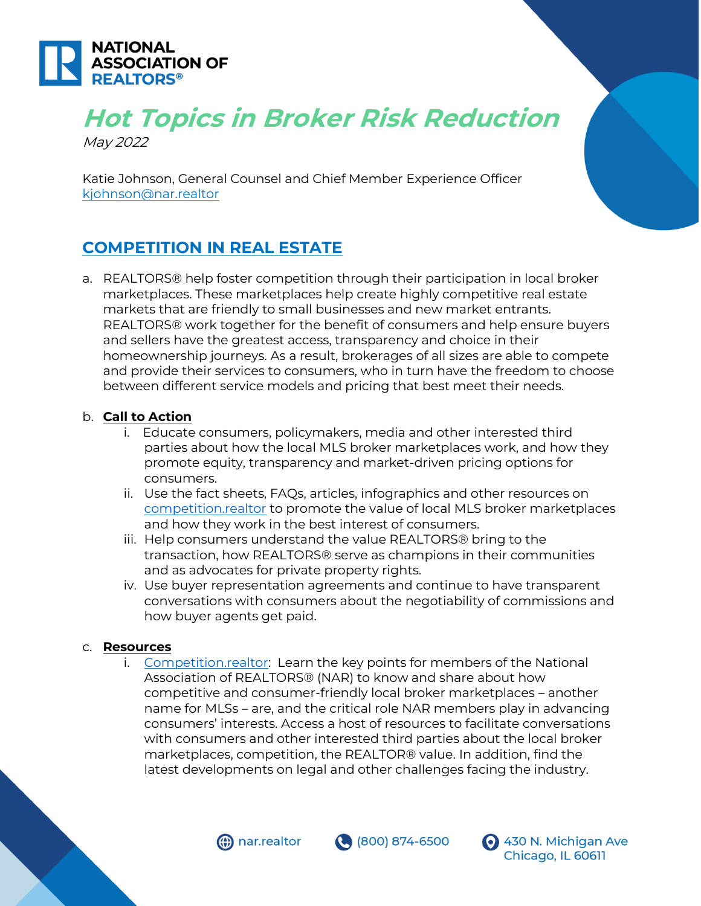**NATIONAL ASSOCIATION OF REALTORS®**

# Hot Topics in Broker Risk Reduction

*May 2022*

Katie Johnson, General Counsel and Chief Member Experience Officer
kjohnson@nar.realtor

## COMPETITION IN REAL ESTATE

a. REALTORS® help foster competition through their participation in local broker marketplaces. These marketplaces help create highly competitive real estate markets that are friendly to small businesses and new market entrants. REALTORS® work together for the benefit of consumers and help ensure buyers and sellers have the greatest access, transparency and choice in their homeownership journeys. As a result, brokerages of all sizes are able to compete and provide their services to consumers, who in turn have the freedom to choose between different service models and pricing that best meet their needs.

b. **Call to Action**

   i. Educate consumers, policymakers, media and other interested third parties about how the local MLS broker marketplaces work, and how they promote equity, transparency and market-driven pricing options for consumers.

   ii. Use the fact sheets, FAQs, articles, infographics and other resources on competition.realtor to promote the value of local MLS broker marketplaces and how they work in the best interest of consumers.

   iii. Help consumers understand the value REALTORS® bring to the transaction, how REALTORS® serve as champions in their communities and as advocates for private property rights.

   iv. Use buyer representation agreements and continue to have transparent conversations with consumers about the negotiability of commissions and how buyer agents get paid.

c. **Resources**

   i. Competition.realtor: Learn the key points for members of the National Association of REALTORS® (NAR) to know and share about how competitive and consumer-friendly local broker marketplaces – another name for MLSs – are, and the critical role NAR members play in advancing consumers' interests. Access a host of resources to facilitate conversations with consumers and other interested third parties about the local broker marketplaces, competition, the REALTOR® value. In addition, find the latest developments on legal and other challenges facing the industry.

nar.realtor (800) 874-6500 430 N. Michigan Ave Chicago, IL 60611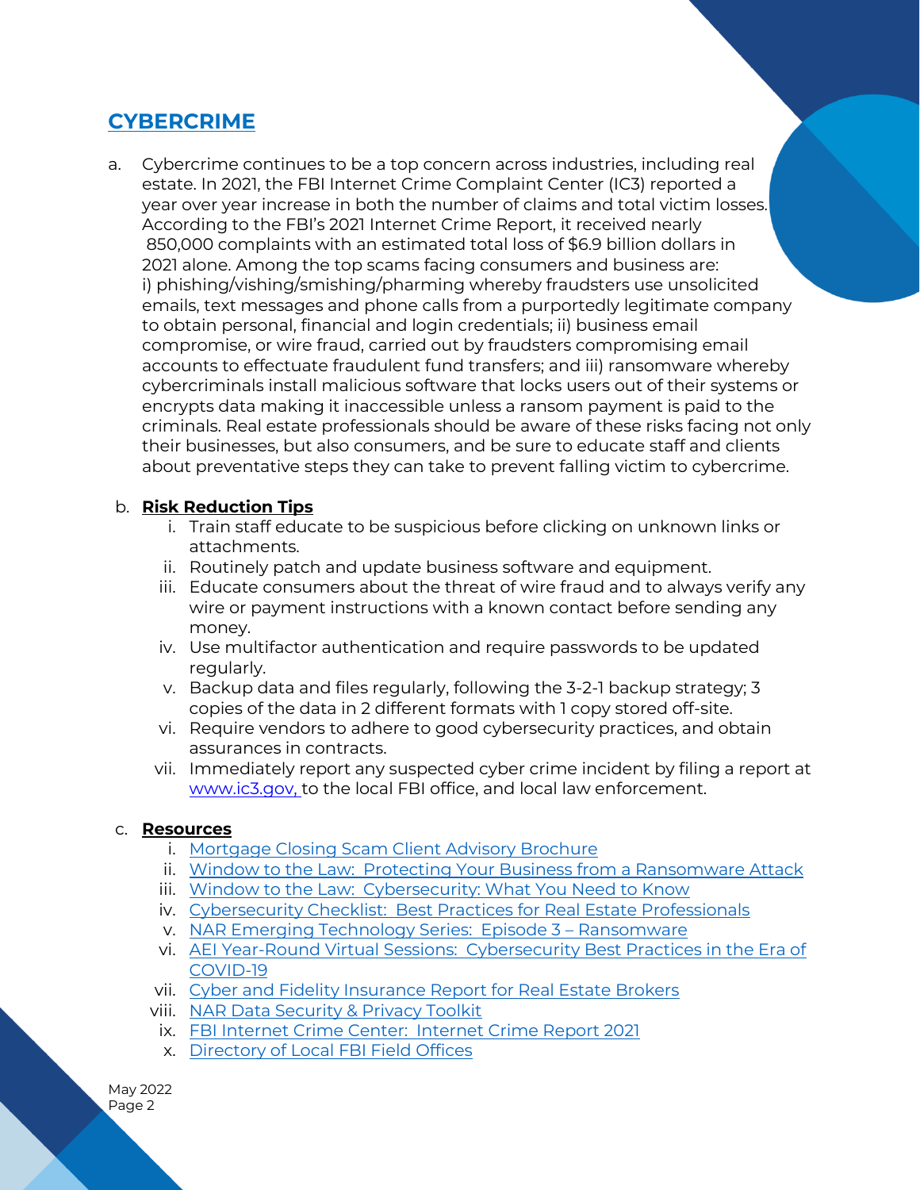## CYBERCRIME

a. Cybercrime continues to be a top concern across industries, including real estate. In 2021, the FBI Internet Crime Complaint Center (IC3) reported a year over year increase in both the number of claims and total victim losses. According to the FBI's 2021 Internet Crime Report, it received nearly 850,000 complaints with an estimated total loss of $6.9 billion dollars in 2021 alone. Among the top scams facing consumers and business are: i) phishing/vishing/smishing/pharming whereby fraudsters use unsolicited emails, text messages and phone calls from a purportedly legitimate company to obtain personal, financial and login credentials; ii) business email compromise, or wire fraud, carried out by fraudsters compromising email accounts to effectuate fraudulent fund transfers; and iii) ransomware whereby cybercriminals install malicious software that locks users out of their systems or encrypts data making it inaccessible unless a ransom payment is paid to the criminals. Real estate professionals should be aware of these risks facing not only their businesses, but also consumers, and be sure to educate staff and clients about preventative steps they can take to prevent falling victim to cybercrime.

b. **Risk Reduction Tips**

   i. Train staff educate to be suspicious before clicking on unknown links or attachments.
   ii. Routinely patch and update business software and equipment.
   iii. Educate consumers about the threat of wire fraud and to always verify any wire or payment instructions with a known contact before sending any money.
   iv. Use multifactor authentication and require passwords to be updated regularly.
   v. Backup data and files regularly, following the 3-2-1 backup strategy; 3 copies of the data in 2 different formats with 1 copy stored off-site.
   vi. Require vendors to adhere to good cybersecurity practices, and obtain assurances in contracts.
   vii. Immediately report any suspected cyber crime incident by filing a report at www.ic3.gov, to the local FBI office, and local law enforcement.

c. **Resources**

   i. Mortgage Closing Scam Client Advisory Brochure
   ii. Window to the Law: Protecting Your Business from a Ransomware Attack
   iii. Window to the Law: Cybersecurity: What You Need to Know
   iv. Cybersecurity Checklist: Best Practices for Real Estate Professionals
   v. NAR Emerging Technology Series: Episode 3 – Ransomware
   vi. AEI Year-Round Virtual Sessions: Cybersecurity Best Practices in the Era of COVID-19
   vii. Cyber and Fidelity Insurance Report for Real Estate Brokers
   viii. NAR Data Security & Privacy Toolkit
   ix. FBI Internet Crime Center: Internet Crime Report 2021
   x. Directory of Local FBI Field Offices

May 2022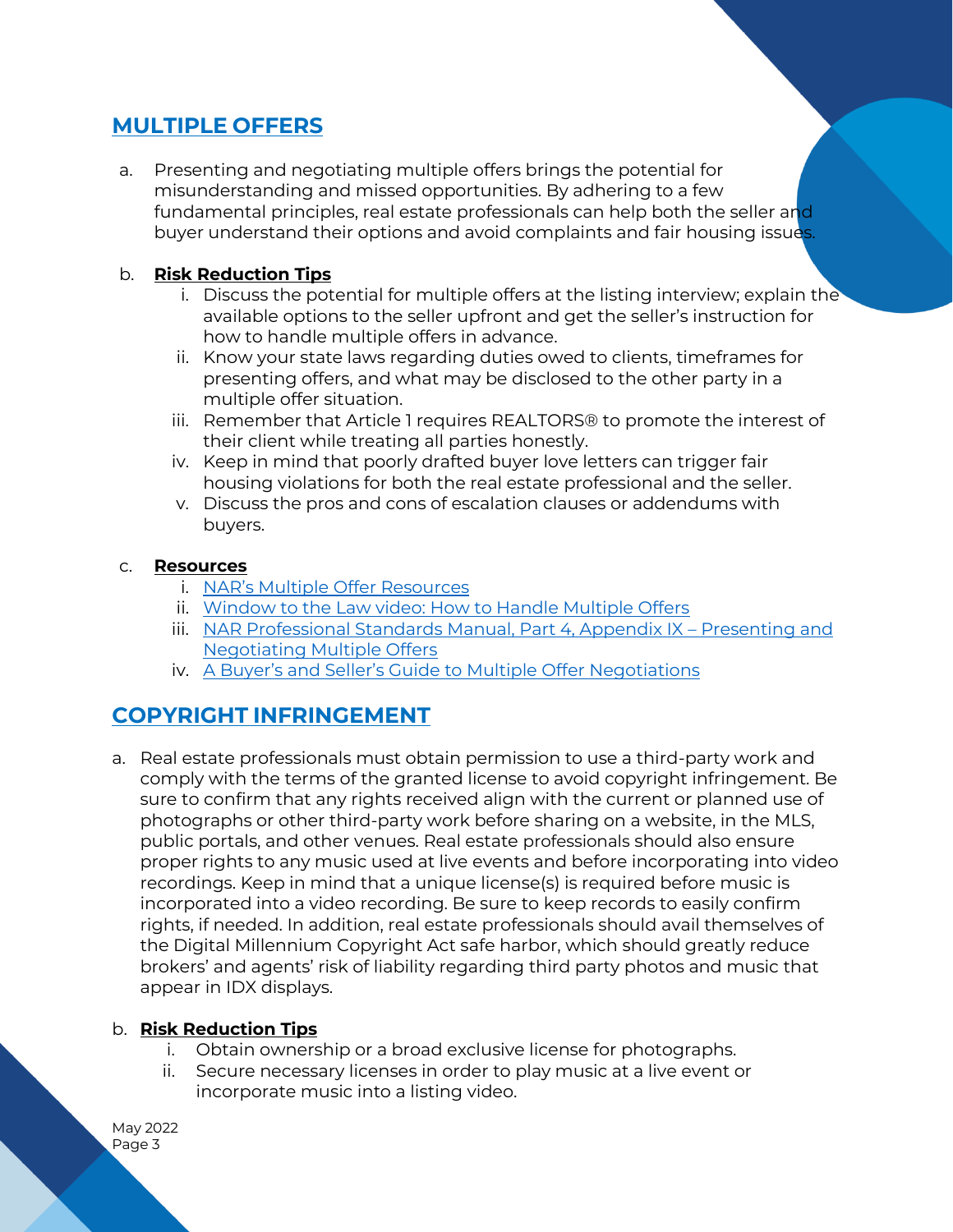## MULTIPLE OFFERS

a. Presenting and negotiating multiple offers brings the potential for misunderstanding and missed opportunities. By adhering to a few fundamental principles, real estate professionals can help both the seller and buyer understand their options and avoid complaints and fair housing issues.

b. **Risk Reduction Tips**

   i. Discuss the potential for multiple offers at the listing interview; explain the available options to the seller upfront and get the seller's instruction for how to handle multiple offers in advance.

   ii. Know your state laws regarding duties owed to clients, timeframes for presenting offers, and what may be disclosed to the other party in a multiple offer situation.

   iii. Remember that Article 1 requires REALTORS® to promote the interest of their client while treating all parties honestly.

   iv. Keep in mind that poorly drafted buyer love letters can trigger fair housing violations for both the real estate professional and the seller.

   v. Discuss the pros and cons of escalation clauses or addendums with buyers.

c. **Resources**

   i. NAR's Multiple Offer Resources

   ii. Window to the Law video: How to Handle Multiple Offers

   iii. NAR Professional Standards Manual, Part 4, Appendix IX – Presenting and Negotiating Multiple Offers

   iv. A Buyer's and Seller's Guide to Multiple Offer Negotiations

## COPYRIGHT INFRINGEMENT

a. Real estate professionals must obtain permission to use a third-party work and comply with the terms of the granted license to avoid copyright infringement. Be sure to confirm that any rights received align with the current or planned use of photographs or other third-party work before sharing on a website, in the MLS, public portals, and other venues. Real estate professionals should also ensure proper rights to any music used at live events and before incorporating into video recordings. Keep in mind that a unique license(s) is required before music is incorporated into a video recording. Be sure to keep records to easily confirm rights, if needed. In addition, real estate professionals should avail themselves of the Digital Millennium Copyright Act safe harbor, which should greatly reduce brokers' and agents' risk of liability regarding third party photos and music that appear in IDX displays.

b. **Risk Reduction Tips**

   i. Obtain ownership or a broad exclusive license for photographs.

   ii. Secure necessary licenses in order to play music at a live event or incorporate music into a listing video.

May 2022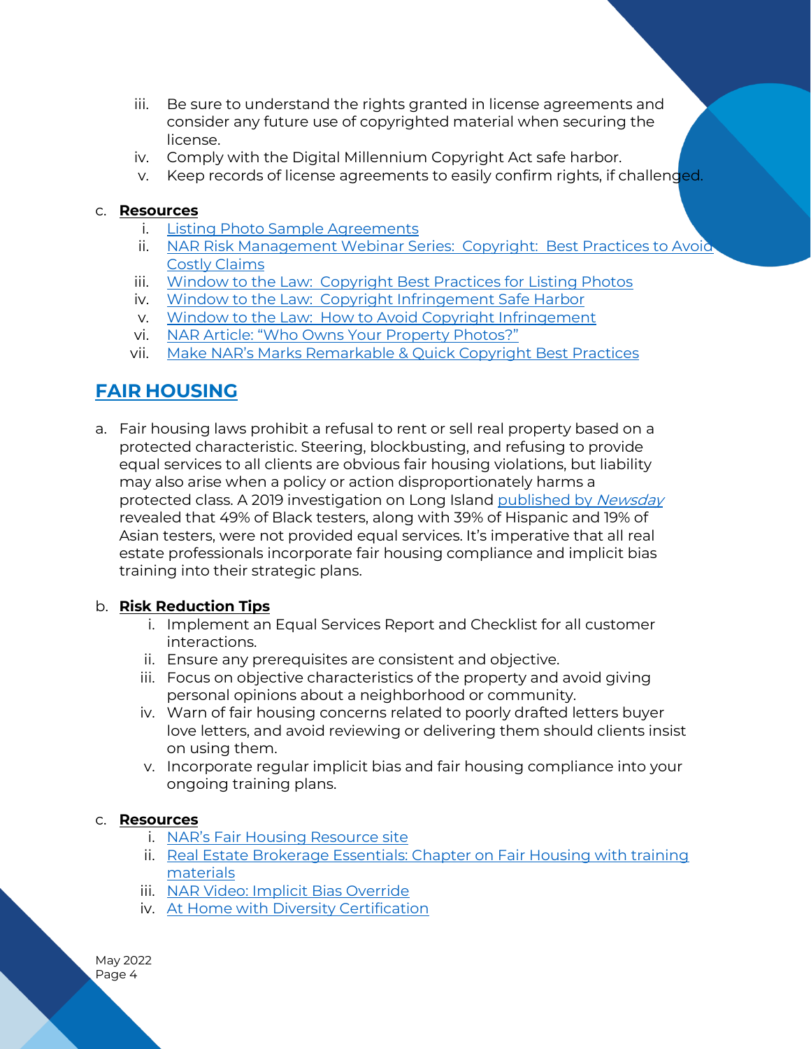iii. Be sure to understand the rights granted in license agreements and consider any future use of copyrighted material when securing the license.
iv. Comply with the Digital Millennium Copyright Act safe harbor.
v. Keep records of license agreements to easily confirm rights, if challenged.

c. **Resources**
   i. Listing Photo Sample Agreements
   ii. NAR Risk Management Webinar Series: Copyright: Best Practices to Avoid Costly Claims
   iii. Window to the Law: Copyright Best Practices for Listing Photos
   iv. Window to the Law: Copyright Infringement Safe Harbor
   v. Window to the Law: How to Avoid Copyright Infringement
   vi. NAR Article: "Who Owns Your Property Photos?"
   vii. Make NAR's Marks Remarkable & Quick Copyright Best Practices

## FAIR HOUSING

a. Fair housing laws prohibit a refusal to rent or sell real property based on a protected characteristic. Steering, blockbusting, and refusing to provide equal services to all clients are obvious fair housing violations, but liability may also arise when a policy or action disproportionately harms a protected class. A 2019 investigation on Long Island published by *Newsday* revealed that 49% of Black testers, along with 39% of Hispanic and 19% of Asian testers, were not provided equal services. It's imperative that all real estate professionals incorporate fair housing compliance and implicit bias training into their strategic plans.

b. **Risk Reduction Tips**
   i. Implement an Equal Services Report and Checklist for all customer interactions.
   ii. Ensure any prerequisites are consistent and objective.
   iii. Focus on objective characteristics of the property and avoid giving personal opinions about a neighborhood or community.
   iv. Warn of fair housing concerns related to poorly drafted letters buyer love letters, and avoid reviewing or delivering them should clients insist on using them.
   v. Incorporate regular implicit bias and fair housing compliance into your ongoing training plans.

c. **Resources**
   i. NAR's Fair Housing Resource site
   ii. Real Estate Brokerage Essentials: Chapter on Fair Housing with training materials
   iii. NAR Video: Implicit Bias Override
   iv. At Home with Diversity Certification

May 2022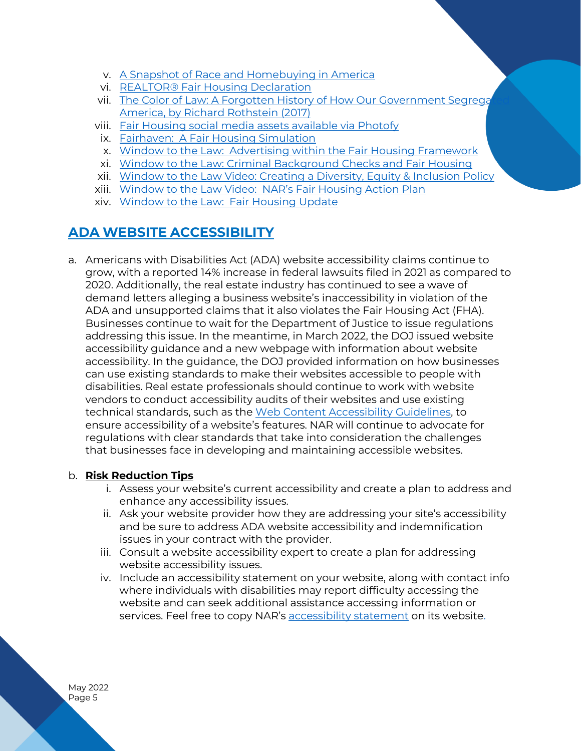v. A Snapshot of Race and Homebuying in America
vi. REALTOR® Fair Housing Declaration
vii. The Color of Law: A Forgotten History of How Our Government Segregated America, by Richard Rothstein (2017)
viii. Fair Housing social media assets available via Photofy
ix. Fairhaven: A Fair Housing Simulation
x. Window to the Law: Advertising within the Fair Housing Framework
xi. Window to the Law: Criminal Background Checks and Fair Housing
xii. Window to the Law Video: Creating a Diversity, Equity & Inclusion Policy
xiii. Window to the Law Video: NAR's Fair Housing Action Plan
xiv. Window to the Law: Fair Housing Update

## ADA WEBSITE ACCESSIBILITY

a. Americans with Disabilities Act (ADA) website accessibility claims continue to grow, with a reported 14% increase in federal lawsuits filed in 2021 as compared to 2020. Additionally, the real estate industry has continued to see a wave of demand letters alleging a business website's inaccessibility in violation of the ADA and unsupported claims that it also violates the Fair Housing Act (FHA). Businesses continue to wait for the Department of Justice to issue regulations addressing this issue. In the meantime, in March 2022, the DOJ issued website accessibility guidance and a new webpage with information about website accessibility. In the guidance, the DOJ provided information on how businesses can use existing standards to make their websites accessible to people with disabilities. Real estate professionals should continue to work with website vendors to conduct accessibility audits of their websites and use existing technical standards, such as the Web Content Accessibility Guidelines, to ensure accessibility of a website's features. NAR will continue to advocate for regulations with clear standards that take into consideration the challenges that businesses face in developing and maintaining accessible websites.

b. **Risk Reduction Tips**
   i. Assess your website's current accessibility and create a plan to address and enhance any accessibility issues.
   ii. Ask your website provider how they are addressing your site's accessibility and be sure to address ADA website accessibility and indemnification issues in your contract with the provider.
   iii. Consult a website accessibility expert to create a plan for addressing website accessibility issues.
   iv. Include an accessibility statement on your website, along with contact info where individuals with disabilities may report difficulty accessing the website and can seek additional assistance accessing information or services. Feel free to copy NAR's accessibility statement on its website.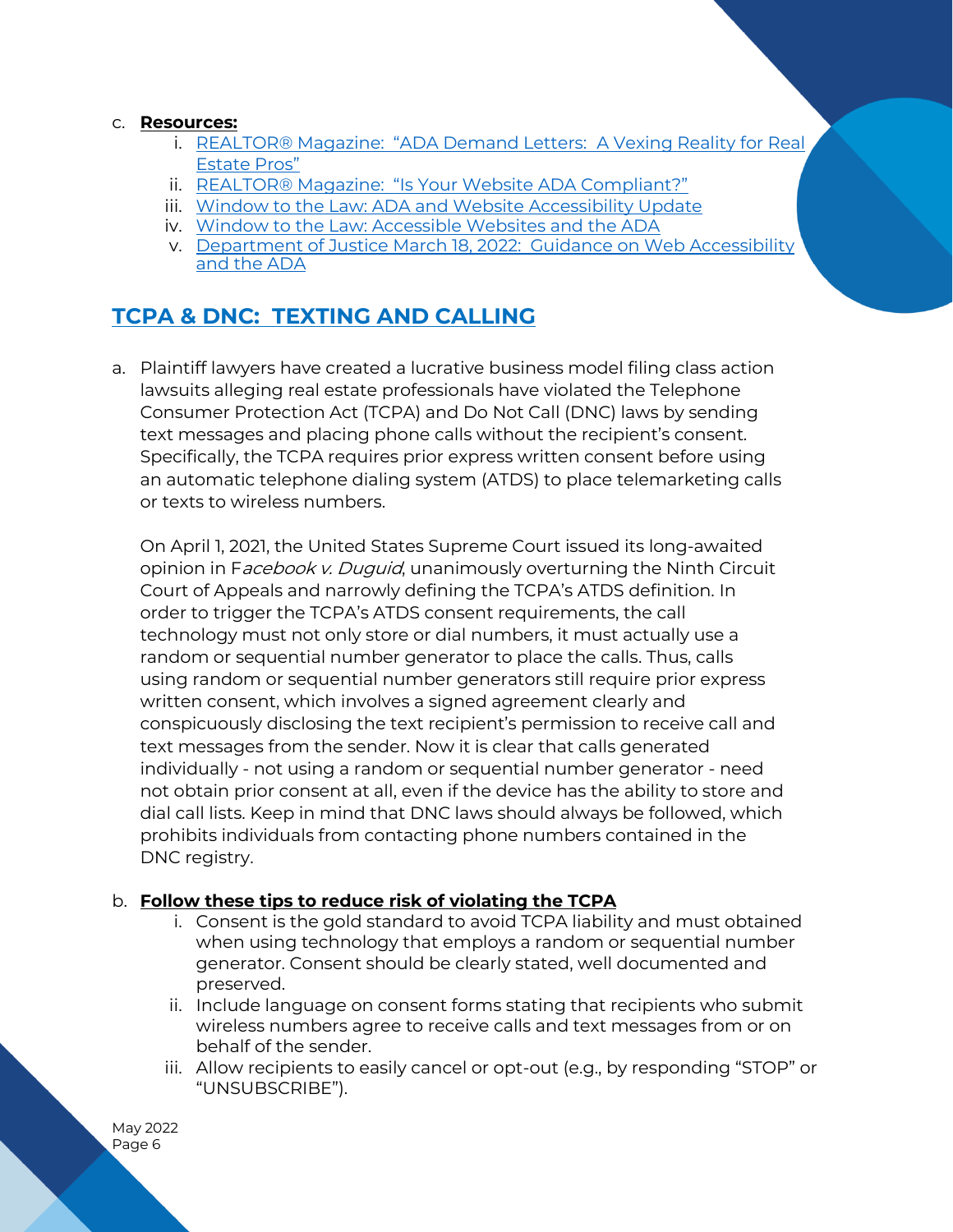c. **Resources:**

   i. [REALTOR® Magazine: "ADA Demand Letters: A Vexing Reality for Real Estate Pros"]()
   ii. [REALTOR® Magazine: "Is Your Website ADA Compliant?"]()
   iii. [Window to the Law: ADA and Website Accessibility Update]()
   iv. [Window to the Law: Accessible Websites and the ADA]()
   v. [Department of Justice March 18, 2022: Guidance on Web Accessibility and the ADA]()

## TCPA & DNC: TEXTING AND CALLING

a. Plaintiff lawyers have created a lucrative business model filing class action lawsuits alleging real estate professionals have violated the Telephone Consumer Protection Act (TCPA) and Do Not Call (DNC) laws by sending text messages and placing phone calls without the recipient's consent. Specifically, the TCPA requires prior express written consent before using an automatic telephone dialing system (ATDS) to place telemarketing calls or texts to wireless numbers.

   On April 1, 2021, the United States Supreme Court issued its long-awaited opinion in F*acebook v. Duguid*, unanimously overturning the Ninth Circuit Court of Appeals and narrowly defining the TCPA's ATDS definition. In order to trigger the TCPA's ATDS consent requirements, the call technology must not only store or dial numbers, it must actually use a random or sequential number generator to place the calls. Thus, calls using random or sequential number generators still require prior express written consent, which involves a signed agreement clearly and conspicuously disclosing the text recipient's permission to receive call and text messages from the sender. Now it is clear that calls generated individually - not using a random or sequential number generator - need not obtain prior consent at all, even if the device has the ability to store and dial call lists. Keep in mind that DNC laws should always be followed, which prohibits individuals from contacting phone numbers contained in the DNC registry.

b. **Follow these tips to reduce risk of violating the TCPA**

   i. Consent is the gold standard to avoid TCPA liability and must obtained when using technology that employs a random or sequential number generator. Consent should be clearly stated, well documented and preserved.
   ii. Include language on consent forms stating that recipients who submit wireless numbers agree to receive calls and text messages from or on behalf of the sender.
   iii. Allow recipients to easily cancel or opt-out (e.g., by responding "STOP" or "UNSUBSCRIBE").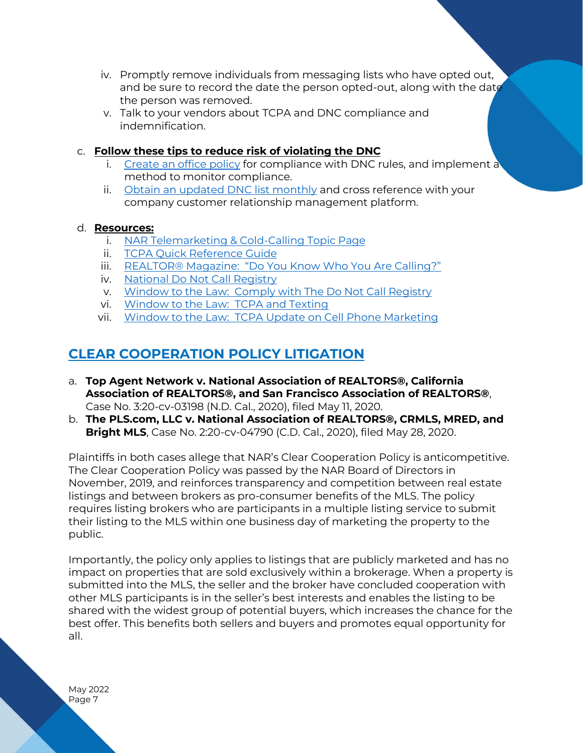iv. Promptly remove individuals from messaging lists who have opted out, and be sure to record the date the person opted-out, along with the date the person was removed.
v. Talk to your vendors about TCPA and DNC compliance and indemnification.

c. **Follow these tips to reduce risk of violating the DNC**
   i. Create an office policy for compliance with DNC rules, and implement a method to monitor compliance.
   ii. Obtain an updated DNC list monthly and cross reference with your company customer relationship management platform.

d. **Resources:**
   i. NAR Telemarketing & Cold-Calling Topic Page
   ii. TCPA Quick Reference Guide
   iii. REALTOR® Magazine: "Do You Know Who You Are Calling?"
   iv. National Do Not Call Registry
   v. Window to the Law: Comply with The Do Not Call Registry
   vi. Window to the Law: TCPA and Texting
   vii. Window to the Law: TCPA Update on Cell Phone Marketing

## CLEAR COOPERATION POLICY LITIGATION

a. **Top Agent Network v. National Association of REALTORS®, California Association of REALTORS®, and San Francisco Association of REALTORS®**, Case No. 3:20-cv-03198 (N.D. Cal., 2020), filed May 11, 2020.
b. **The PLS.com, LLC v. National Association of REALTORS®, CRMLS, MRED, and Bright MLS**, Case No. 2:20-cv-04790 (C.D. Cal., 2020), filed May 28, 2020.

Plaintiffs in both cases allege that NAR's Clear Cooperation Policy is anticompetitive. The Clear Cooperation Policy was passed by the NAR Board of Directors in November, 2019, and reinforces transparency and competition between real estate listings and between brokers as pro-consumer benefits of the MLS. The policy requires listing brokers who are participants in a multiple listing service to submit their listing to the MLS within one business day of marketing the property to the public.

Importantly, the policy only applies to listings that are publicly marketed and has no impact on properties that are sold exclusively within a brokerage. When a property is submitted into the MLS, the seller and the broker have concluded cooperation with other MLS participants is in the seller's best interests and enables the listing to be shared with the widest group of potential buyers, which increases the chance for the best offer. This benefits both sellers and buyers and promotes equal opportunity for all.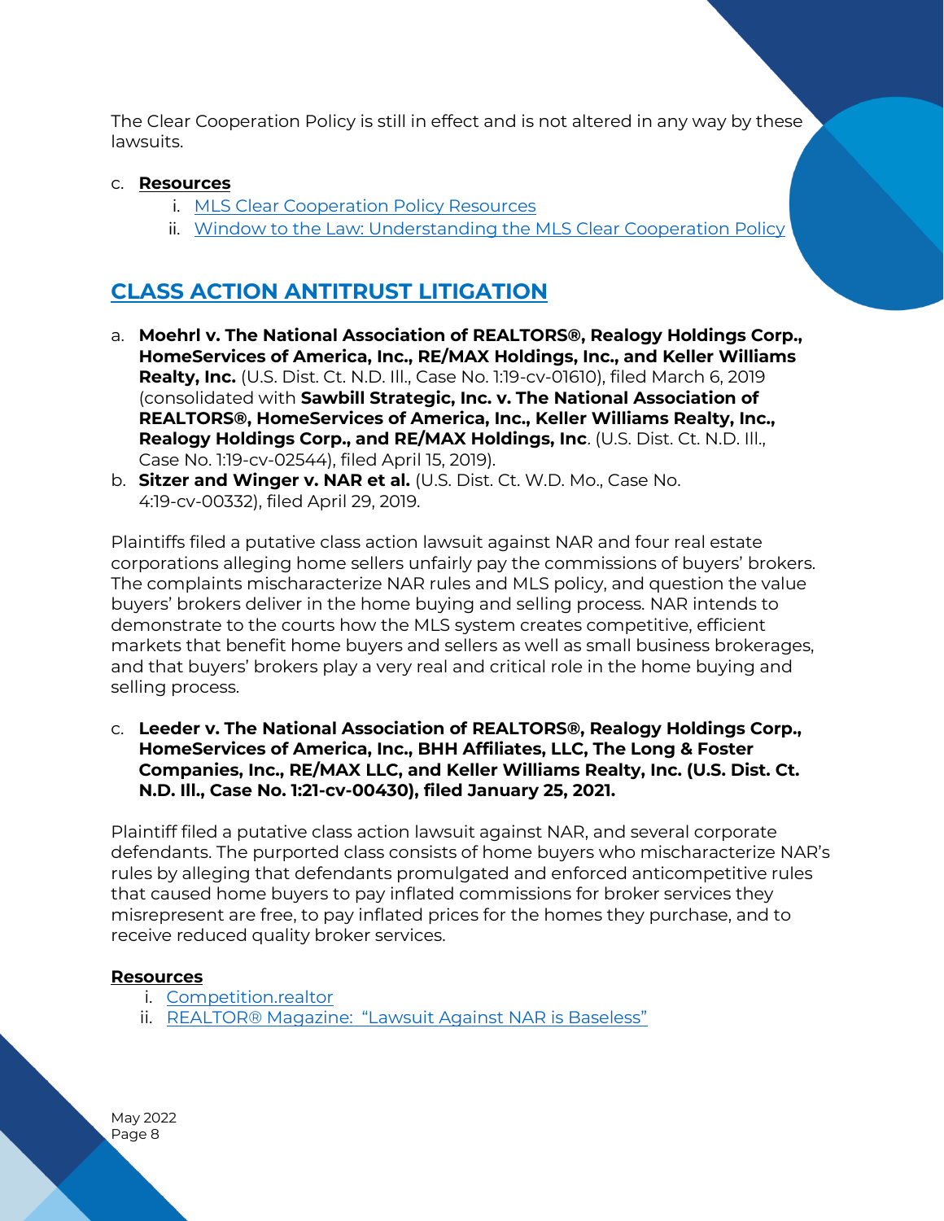The Clear Cooperation Policy is still in effect and is not altered in any way by these lawsuits.

c. **Resources**
   i. MLS Clear Cooperation Policy Resources
   ii. Window to the Law: Understanding the MLS Clear Cooperation Policy

## CLASS ACTION ANTITRUST LITIGATION

a. **Moehrl v. The National Association of REALTORS®, Realogy Holdings Corp., HomeServices of America, Inc., RE/MAX Holdings, Inc., and Keller Williams Realty, Inc.** (U.S. Dist. Ct. N.D. Ill., Case No. 1:19-cv-01610), filed March 6, 2019 (consolidated with **Sawbill Strategic, Inc. v. The National Association of REALTORS®, HomeServices of America, Inc., Keller Williams Realty, Inc., Realogy Holdings Corp., and RE/MAX Holdings, Inc**. (U.S. Dist. Ct. N.D. Ill., Case No. 1:19-cv-02544), filed April 15, 2019).
b. **Sitzer and Winger v. NAR et al.** (U.S. Dist. Ct. W.D. Mo., Case No. 4:19-cv-00332), filed April 29, 2019.

Plaintiffs filed a putative class action lawsuit against NAR and four real estate corporations alleging home sellers unfairly pay the commissions of buyers' brokers. The complaints mischaracterize NAR rules and MLS policy, and question the value buyers' brokers deliver in the home buying and selling process. NAR intends to demonstrate to the courts how the MLS system creates competitive, efficient markets that benefit home buyers and sellers as well as small business brokerages, and that buyers' brokers play a very real and critical role in the home buying and selling process.

c. **Leeder v. The National Association of REALTORS®, Realogy Holdings Corp., HomeServices of America, Inc., BHH Affiliates, LLC, The Long & Foster Companies, Inc., RE/MAX LLC, and Keller Williams Realty, Inc. (U.S. Dist. Ct. N.D. Ill., Case No. 1:21-cv-00430), filed January 25, 2021.**

Plaintiff filed a putative class action lawsuit against NAR, and several corporate defendants. The purported class consists of home buyers who mischaracterize NAR's rules by alleging that defendants promulgated and enforced anticompetitive rules that caused home buyers to pay inflated commissions for broker services they misrepresent are free, to pay inflated prices for the homes they purchase, and to receive reduced quality broker services.

**Resources**
   i. Competition.realtor
   ii. REALTOR® Magazine: "Lawsuit Against NAR is Baseless"

May 2022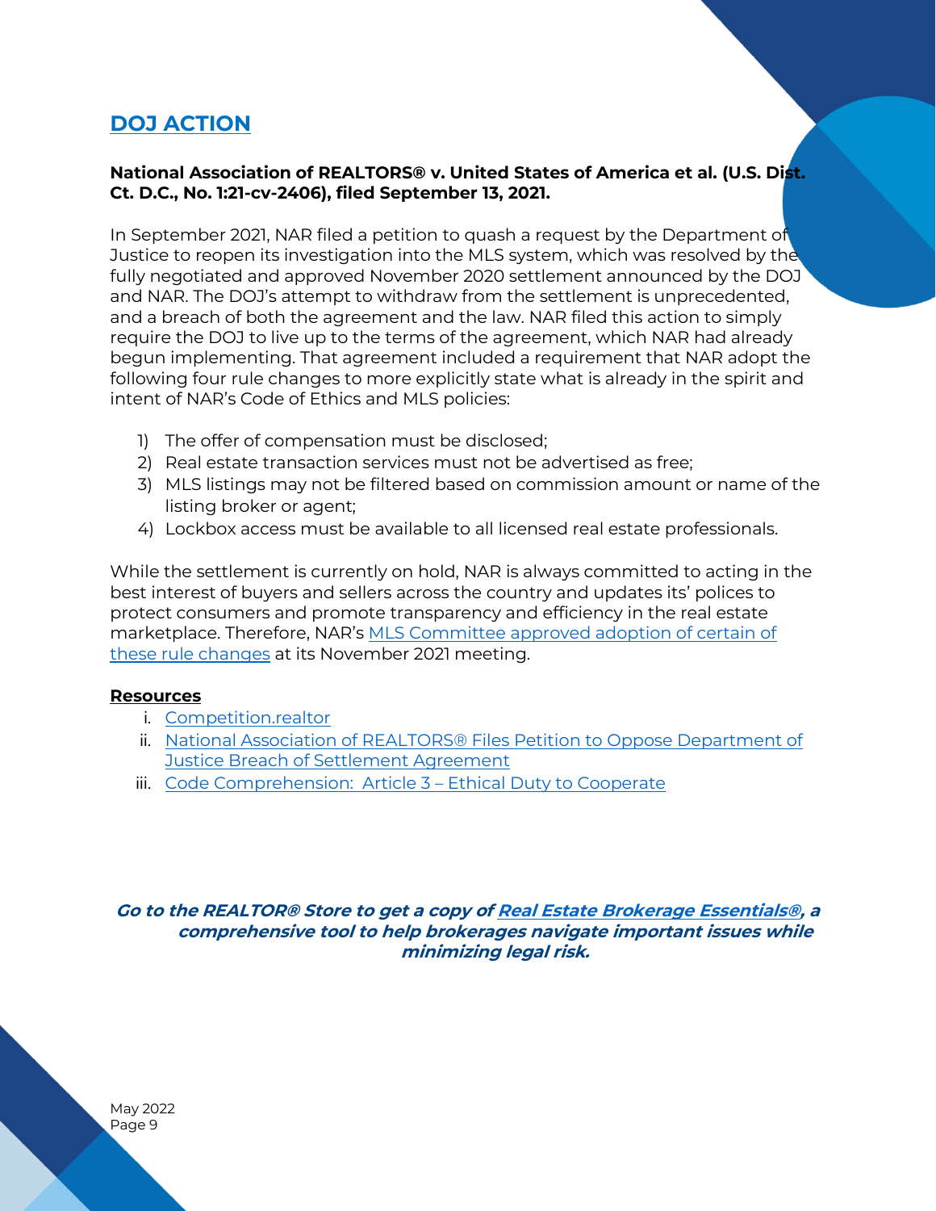## DOJ ACTION

**National Association of REALTORS® v. United States of America et al. (U.S. Dist. Ct. D.C., No. 1:21-cv-2406), filed September 13, 2021.**

In September 2021, NAR filed a petition to quash a request by the Department of Justice to reopen its investigation into the MLS system, which was resolved by the fully negotiated and approved November 2020 settlement announced by the DOJ and NAR. The DOJ's attempt to withdraw from the settlement is unprecedented, and a breach of both the agreement and the law. NAR filed this action to simply require the DOJ to live up to the terms of the agreement, which NAR had already begun implementing. That agreement included a requirement that NAR adopt the following four rule changes to more explicitly state what is already in the spirit and intent of NAR's Code of Ethics and MLS policies:

1) The offer of compensation must be disclosed;
2) Real estate transaction services must not be advertised as free;
3) MLS listings may not be filtered based on commission amount or name of the listing broker or agent;
4) Lockbox access must be available to all licensed real estate professionals.

While the settlement is currently on hold, NAR is always committed to acting in the best interest of buyers and sellers across the country and updates its' polices to protect consumers and promote transparency and efficiency in the real estate marketplace. Therefore, NAR's MLS Committee approved adoption of certain of these rule changes at its November 2021 meeting.

**Resources**

i. Competition.realtor
ii. National Association of REALTORS® Files Petition to Oppose Department of Justice Breach of Settlement Agreement
iii. Code Comprehension: Article 3 – Ethical Duty to Cooperate

***Go to the REALTOR® Store to get a copy of Real Estate Brokerage Essentials®, a comprehensive tool to help brokerages navigate important issues while minimizing legal risk.***

May 2022